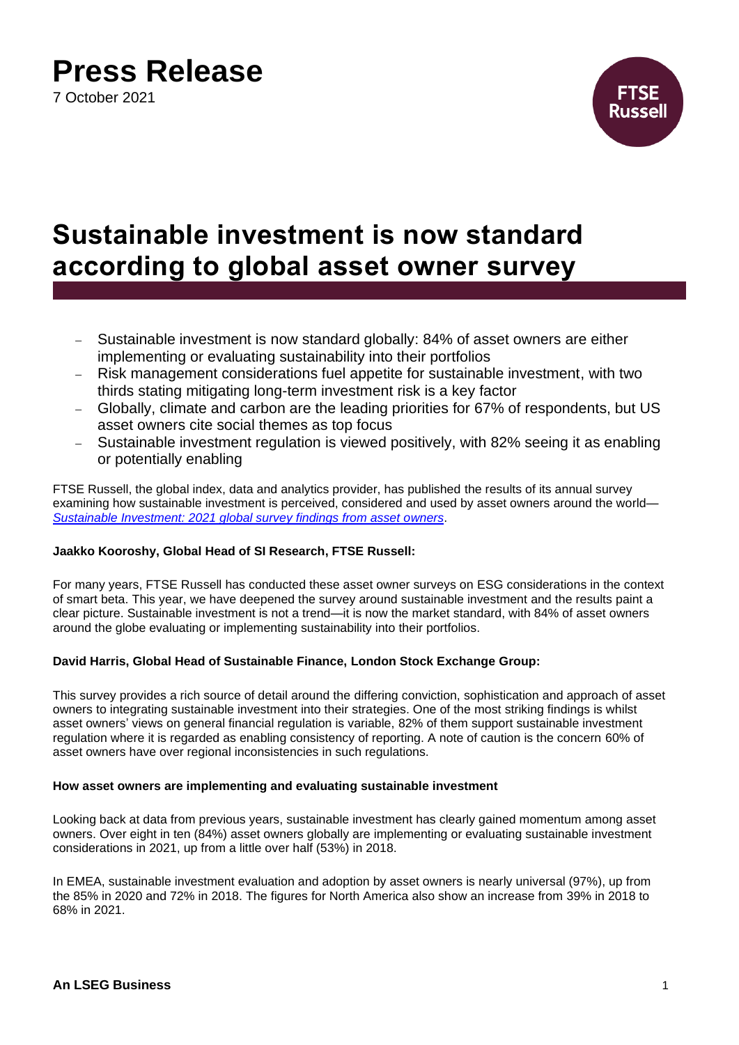# Press Release

7 October 2021

# Sustainable investment is now standard according to global asset owner survey

- Sustainable investment is now standard globally: 84% of asset owners are either implementing or evaluating sustainability into their portfolios
- Risk management considerations fuel appetite for sustainable investment, with two thirds stating mitigating long-term investment risk is a key factor
- Globally, climate and carbon are the leading priorities for 67% of respondents, but US asset owners cite social themes as top focus
- Sustainable investment regulation is viewed positively, with 82% seeing it as enabling or potentially enabling

FTSE Russell, the global index, data and analytics provider, has published the results of its annual survey examining how sustainable investment is perceived, considered and used by asset owners around the world—*Sustainable Investment: 2021 global survey findings from asset owners*.

**Jaakko Kooroshy, Global Head of SI Research, FTSE Russell:**

For many years, FTSE Russell has conducted these asset owner surveys on ESG considerations in the context of smart beta. This year, we have deepened the survey around sustainable investment and the results paint a clear picture. Sustainable investment is not a trend—it is now the market standard, with 84% of asset owners around the globe evaluating or implementing sustainability into their portfolios.

**David Harris, Global Head of Sustainable Finance, London Stock Exchange Group:**

This survey provides a rich source of detail around the differing conviction, sophistication and approach of asset owners to integrating sustainable investment into their strategies. One of the most striking findings is whilst asset owners' views on general financial regulation is variable, 82% of them support sustainable investment regulation where it is regarded as enabling consistency of reporting. A note of caution is the concern 60% of asset owners have over regional inconsistencies in such regulations.

**How asset owners are implementing and evaluating sustainable investment**

Looking back at data from previous years, sustainable investment has clearly gained momentum among asset owners. Over eight in ten (84%) asset owners globally are implementing or evaluating sustainable investment considerations in 2021, up from a little over half (53%) in 2018.

In EMEA, sustainable investment evaluation and adoption by asset owners is nearly universal (97%), up from the 85% in 2020 and 72% in 2018. The figures for North America also show an increase from 39% in 2018 to 68% in 2021.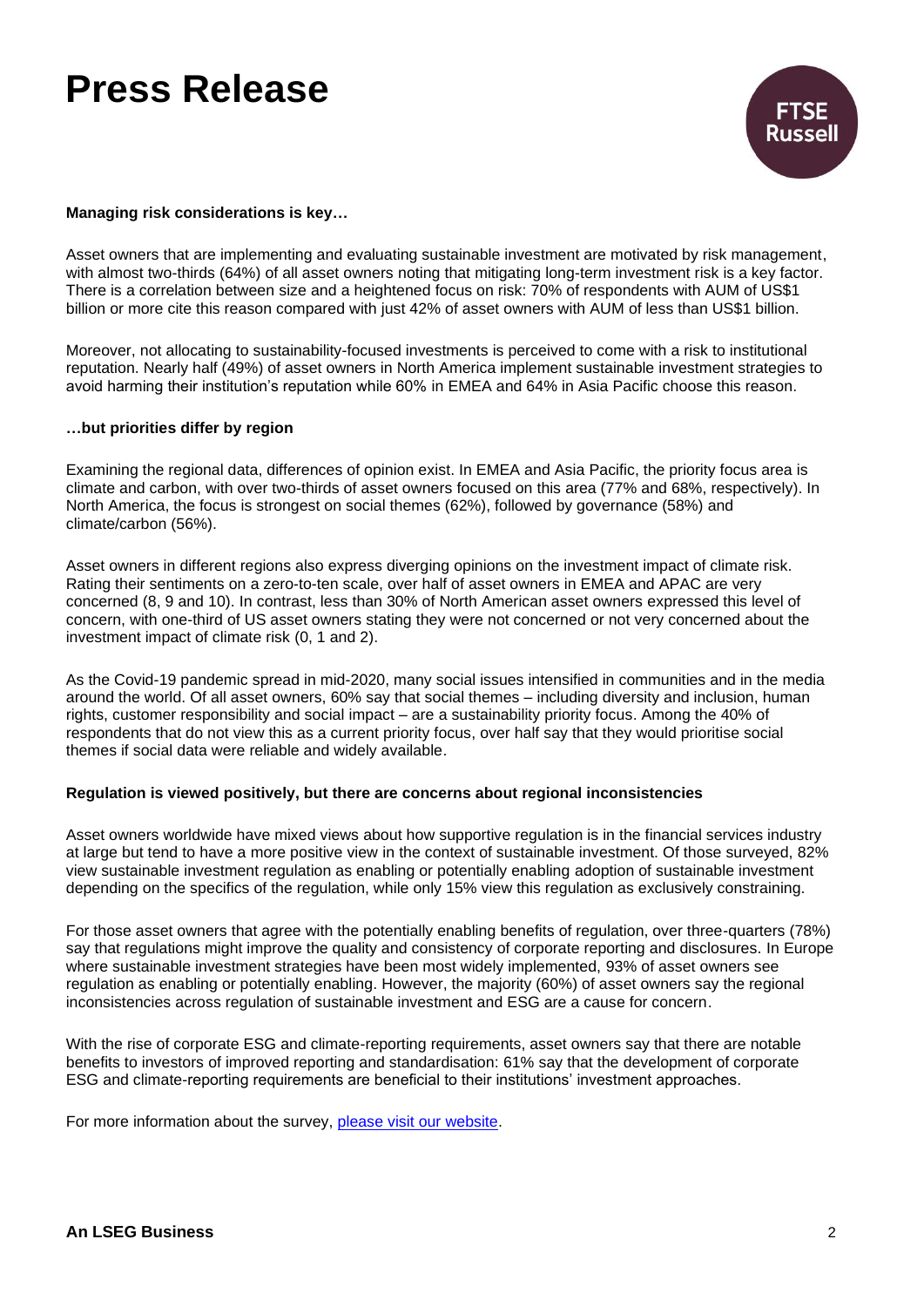**Managing risk considerations is key…**

Asset owners that are implementing and evaluating sustainable investment are motivated by risk management, with almost two-thirds (64%) of all asset owners noting that mitigating long-term investment risk is a key factor. There is a correlation between size and a heightened focus on risk: 70% of respondents with AUM of US$1 billion or more cite this reason compared with just 42% of asset owners with AUM of less than US$1 billion.

Moreover, not allocating to sustainability-focused investments is perceived to come with a risk to institutional reputation. Nearly half (49%) of asset owners in North America implement sustainable investment strategies to avoid harming their institution's reputation while 60% in EMEA and 64% in Asia Pacific choose this reason.

**…but priorities differ by region**

Examining the regional data, differences of opinion exist. In EMEA and Asia Pacific, the priority focus area is climate and carbon, with over two-thirds of asset owners focused on this area (77% and 68%, respectively). In North America, the focus is strongest on social themes (62%), followed by governance (58%) and climate/carbon (56%).

Asset owners in different regions also express diverging opinions on the investment impact of climate risk. Rating their sentiments on a zero-to-ten scale, over half of asset owners in EMEA and APAC are very concerned (8, 9 and 10). In contrast, less than 30% of North American asset owners expressed this level of concern, with one-third of US asset owners stating they were not concerned or not very concerned about the investment impact of climate risk (0, 1 and 2).

As the Covid-19 pandemic spread in mid-2020, many social issues intensified in communities and in the media around the world. Of all asset owners, 60% say that social themes – including diversity and inclusion, human rights, customer responsibility and social impact – are a sustainability priority focus. Among the 40% of respondents that do not view this as a current priority focus, over half say that they would prioritise social themes if social data were reliable and widely available.

**Regulation is viewed positively, but there are concerns about regional inconsistencies**

Asset owners worldwide have mixed views about how supportive regulation is in the financial services industry at large but tend to have a more positive view in the context of sustainable investment. Of those surveyed, 82% view sustainable investment regulation as enabling or potentially enabling adoption of sustainable investment depending on the specifics of the regulation, while only 15% view this regulation as exclusively constraining.

For those asset owners that agree with the potentially enabling benefits of regulation, over three-quarters (78%) say that regulations might improve the quality and consistency of corporate reporting and disclosures. In Europe where sustainable investment strategies have been most widely implemented, 93% of asset owners see regulation as enabling or potentially enabling. However, the majority (60%) of asset owners say the regional inconsistencies across regulation of sustainable investment and ESG are a cause for concern.

With the rise of corporate ESG and climate-reporting requirements, asset owners say that there are notable benefits to investors of improved reporting and standardisation: 61% say that the development of corporate ESG and climate-reporting requirements are beneficial to their institutions' investment approaches.

For more information about the survey, please visit our website.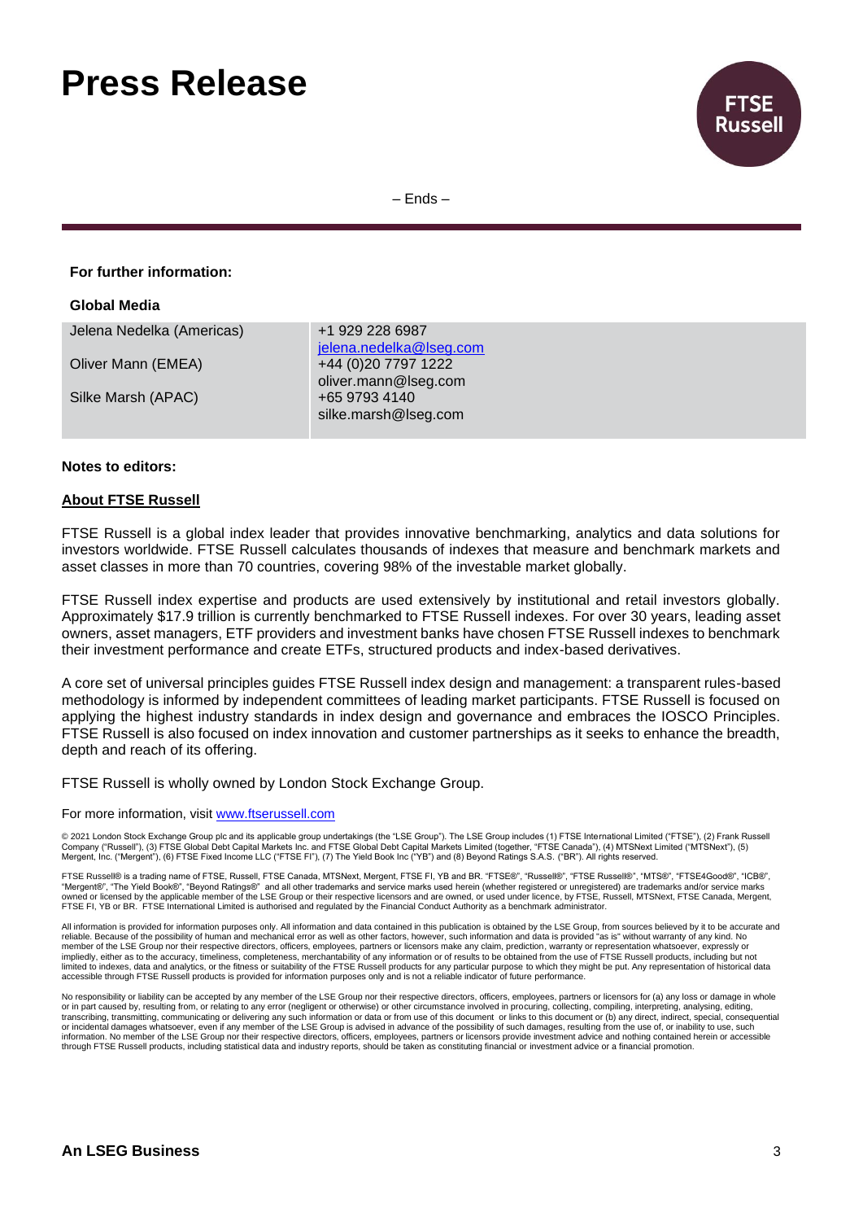– Ends –

**For further information:**

**Global Media**

| | |
|---|---|
| Jelena Nedelka (Americas) | +1 929 228 6987<br>jelena.nedelka@lseg.com |
| Oliver Mann (EMEA) | +44 (0)20 7797 1222<br>oliver.mann@lseg.com |
| Silke Marsh (APAC) | +65 9793 4140<br>silke.marsh@lseg.com |

**Notes to editors:**

**About FTSE Russell**

FTSE Russell is a global index leader that provides innovative benchmarking, analytics and data solutions for investors worldwide. FTSE Russell calculates thousands of indexes that measure and benchmark markets and asset classes in more than 70 countries, covering 98% of the investable market globally.

FTSE Russell index expertise and products are used extensively by institutional and retail investors globally. Approximately $17.9 trillion is currently benchmarked to FTSE Russell indexes. For over 30 years, leading asset owners, asset managers, ETF providers and investment banks have chosen FTSE Russell indexes to benchmark their investment performance and create ETFs, structured products and index-based derivatives.

A core set of universal principles guides FTSE Russell index design and management: a transparent rules-based methodology is informed by independent committees of leading market participants. FTSE Russell is focused on applying the highest industry standards in index design and governance and embraces the IOSCO Principles. FTSE Russell is also focused on index innovation and customer partnerships as it seeks to enhance the breadth, depth and reach of its offering.

FTSE Russell is wholly owned by London Stock Exchange Group.

For more information, visit www.ftserussell.com

© 2021 London Stock Exchange Group plc and its applicable group undertakings (the "LSE Group"). The LSE Group includes (1) FTSE International Limited ("FTSE"), (2) Frank Russell Company ("Russell"), (3) FTSE Global Debt Capital Markets Inc. and FTSE Global Debt Capital Markets Limited (together, "FTSE Canada"), (4) MTSNext Limited ("MTSNext"), (5) Mergent, Inc. ("Mergent"), (6) FTSE Fixed Income LLC ("FTSE FI"), (7) The Yield Book Inc ("YB") and (8) Beyond Ratings S.A.S. ("BR"). All rights reserved.

FTSE Russell® is a trading name of FTSE, Russell, FTSE Canada, MTSNext, Mergent, FTSE FI, YB and BR. "FTSE®", "Russell®", "FTSE Russell®", "MTS®", "FTSE4Good®", "ICB®", "Mergent®", "The Yield Book®", "Beyond Ratings®" and all other trademarks and service marks used herein (whether registered or unregistered) are trademarks and/or service marks owned or licensed by the applicable member of the LSE Group or their respective licensors and are owned, or used under licence, by FTSE, Russell, MTSNext, FTSE Canada, Mergent, FTSE FI, YB or BR. FTSE International Limited is authorised and regulated by the Financial Conduct Authority as a benchmark administrator.

All information is provided for information purposes only. All information and data contained in this publication is obtained by the LSE Group, from sources believed by it to be accurate and reliable. Because of the possibility of human and mechanical error as well as other factors, however, such information and data is provided "as is" without warranty of any kind. No member of the LSE Group nor their respective directors, officers, employees, partners or licensors make any claim, prediction, warranty or representation whatsoever, expressly or impliedly, either as to the accuracy, timeliness, completeness, merchantability of any information or of results to be obtained from the use of FTSE Russell products, including but not limited to indexes, data and analytics, or the fitness or suitability of the FTSE Russell products for any particular purpose to which they might be put. Any representation of historical data accessible through FTSE Russell products is provided for information purposes only and is not a reliable indicator of future performance.

No responsibility or liability can be accepted by any member of the LSE Group nor their respective directors, officers, employees, partners or licensors for (a) any loss or damage in whole or in part caused by, resulting from, or relating to any error (negligent or otherwise) or other circumstance involved in procuring, collecting, compiling, interpreting, analysing, editing, transcribing, transmitting, communicating or delivering any such information or data or from use of this document or links to this document or (b) any direct, indirect, special, consequential or incidental damages whatsoever, even if any member of the LSE Group is advised in advance of the possibility of such damages, resulting from the use of, or inability to use, such information. No member of the LSE Group nor their respective directors, officers, employees, partners or licensors provide investment advice and nothing contained herein or accessible through FTSE Russell products, including statistical data and industry reports, should be taken as constituting financial or investment advice or a financial promotion.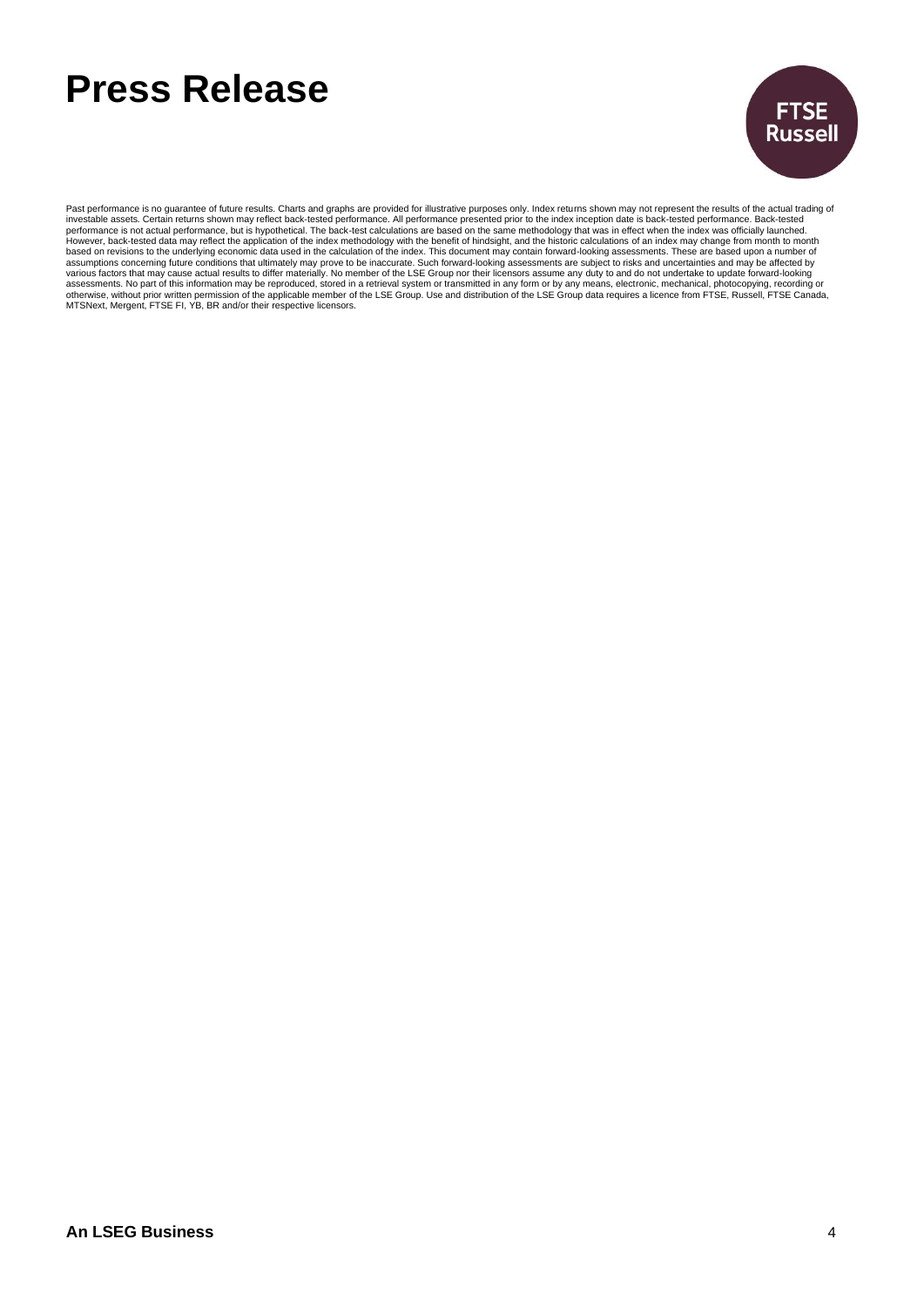Past performance is no guarantee of future results. Charts and graphs are provided for illustrative purposes only. Index returns shown may not represent the results of the actual trading of investable assets. Certain returns shown may reflect back-tested performance. All performance presented prior to the index inception date is back-tested performance. Back-tested performance is not actual performance, but is hypothetical. The back-test calculations are based on the same methodology that was in effect when the index was officially launched. However, back-tested data may reflect the application of the index methodology with the benefit of hindsight, and the historic calculations of an index may change from month to month based on revisions to the underlying economic data used in the calculation of the index. This document may contain forward-looking assessments. These are based upon a number of assumptions concerning future conditions that ultimately may prove to be inaccurate. Such forward-looking assessments are subject to risks and uncertainties and may be affected by various factors that may cause actual results to differ materially. No member of the LSE Group nor their licensors assume any duty to and do not undertake to update forward-looking assessments. No part of this information may be reproduced, stored in a retrieval system or transmitted in any form or by any means, electronic, mechanical, photocopying, recording or otherwise, without prior written permission of the applicable member of the LSE Group. Use and distribution of the LSE Group data requires a licence from FTSE, Russell, FTSE Canada, MTSNext, Mergent, FTSE FI, YB, BR and/or their respective licensors.